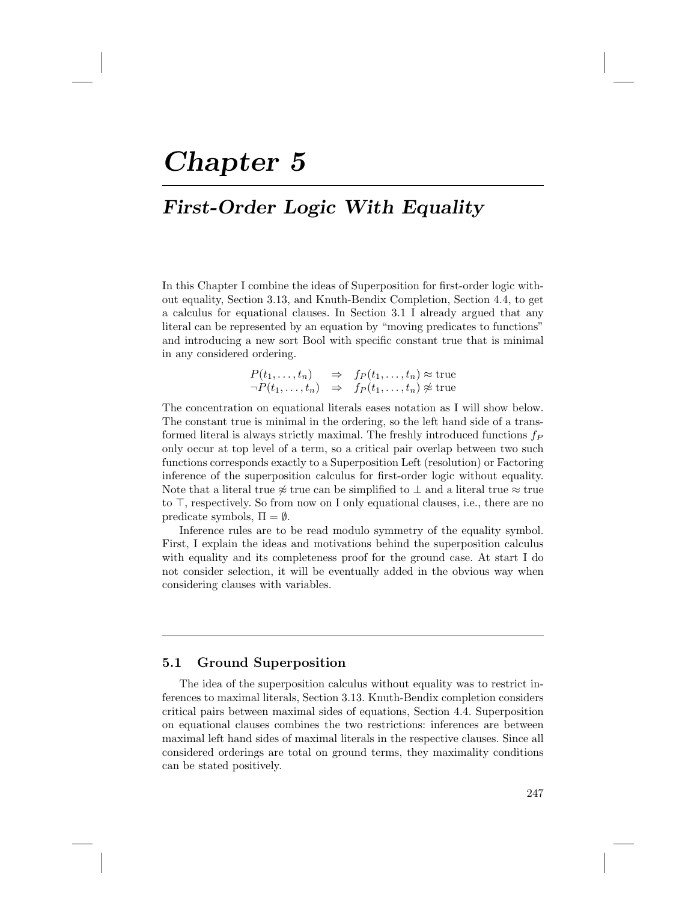# Chapter 5

## First-Order Logic With Equality

In this Chapter I combine the ideas of Superposition for first-order logic without equality, Section 3.13, and Knuth-Bendix Completion, Section 4.4, to get a calculus for equational clauses. In Section 3.1 I already argued that any literal can be represented by an equation by "moving predicates to functions" and introducing a new sort Bool with specific constant true that is minimal in any considered ordering.

$$
\begin{array}{lcl}
P(t_1, \ldots, t_n) & \Rightarrow & f_P(t_1, \ldots, t_n) \approx \text{true} \\
\neg P(t_1, \ldots, t_n) & \Rightarrow & f_P(t_1, \ldots, t_n) \not\approx \text{true}
\end{array}
$$

The concentration on equational literals eases notation as I will show below. The constant true is minimal in the ordering, so the left hand side of a transformed literal is always strictly maximal. The freshly introduced functions $f_P$ only occur at top level of a term, so a critical pair overlap between two such functions corresponds exactly to a Superposition Left (resolution) or Factoring inference of the superposition calculus for first-order logic without equality. Note that a literal true $\not\approx$ true can be simplified to $\bot$ and a literal true $\approx$ true to $\top$, respectively. So from now on I only equational clauses, i.e., there are no predicate symbols, $\Pi = \emptyset$.

Inference rules are to be read modulo symmetry of the equality symbol. First, I explain the ideas and motivations behind the superposition calculus with equality and its completeness proof for the ground case. At start I do not consider selection, it will be eventually added in the obvious way when considering clauses with variables.

### 5.1 Ground Superposition

The idea of the superposition calculus without equality was to restrict inferences to maximal literals, Section 3.13. Knuth-Bendix completion considers critical pairs between maximal sides of equations, Section 4.4. Superposition on equational clauses combines the two restrictions: inferences are between maximal left hand sides of maximal literals in the respective clauses. Since all considered orderings are total on ground terms, they maximality conditions can be stated positively.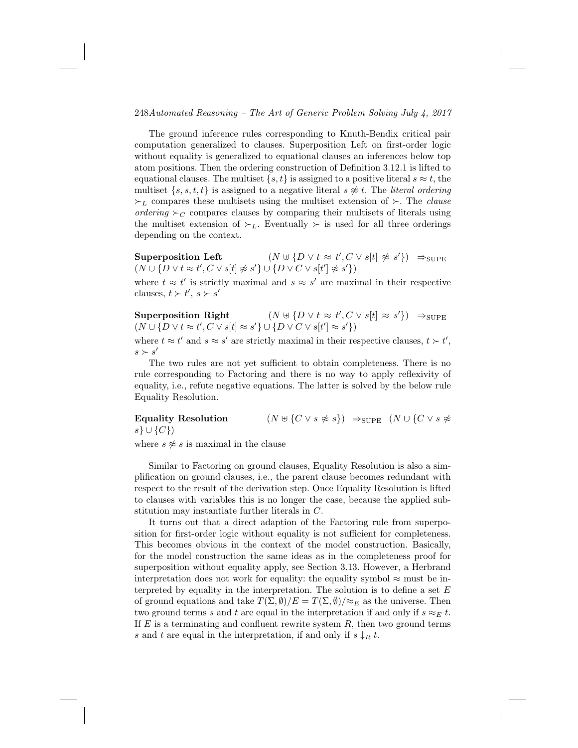The ground inference rules corresponding to Knuth-Bendix critical pair computation generalized to clauses. Superposition Left on first-order logic without equality is generalized to equational clauses an inferences below top atom positions. Then the ordering construction of Definition 3.12.1 is lifted to equational clauses. The multiset $\{s, t\}$ is assigned to a positive literal $s \approx t$, the multiset $\{s, s, t, t\}$ is assigned to a negative literal $s \not\approx t$. The *literal ordering* $\succ_L$ compares these multisets using the multiset extension of $\succ$. The *clause ordering* $\succ_C$ compares clauses by comparing their multisets of literals using the multiset extension of $\succ_L$. Eventually $\succ$ is used for all three orderings depending on the context.

**Superposition Left** $\quad (N \uplus \{D \lor t \approx t', C \lor s[t] \not\approx s'\}) \;\Rightarrow_{\text{SUPE}}$ $(N \cup \{D \lor t \approx t', C \lor s[t] \not\approx s'\} \cup \{D \lor C \lor s[t'] \not\approx s'\})$

where $t \approx t'$ is strictly maximal and $s \approx s'$ are maximal in their respective clauses, $t \succ t'$, $s \succ s'$

**Superposition Right** $\quad (N \uplus \{D \lor t \approx t', C \lor s[t] \approx s'\}) \;\Rightarrow_{\text{SUPE}}$ $(N \cup \{D \lor t \approx t', C \lor s[t] \approx s'\} \cup \{D \lor C \lor s[t'] \approx s'\})$

where $t \approx t'$ and $s \approx s'$ are strictly maximal in their respective clauses, $t \succ t'$, $s \succ s'$

The two rules are not yet sufficient to obtain completeness. There is no rule corresponding to Factoring and there is no way to apply reflexivity of equality, i.e., refute negative equations. The latter is solved by the below rule Equality Resolution.

**Equality Resolution** $\quad (N \uplus \{C \lor s \not\approx s\}) \;\Rightarrow_{\text{SUPE}}\; (N \cup \{C \lor s \not\approx s\} \cup \{C\})$

where $s \not\approx s$ is maximal in the clause

Similar to Factoring on ground clauses, Equality Resolution is also a simplification on ground clauses, i.e., the parent clause becomes redundant with respect to the result of the derivation step. Once Equality Resolution is lifted to clauses with variables this is no longer the case, because the applied substitution may instantiate further literals in $C$.

It turns out that a direct adaption of the Factoring rule from superposition for first-order logic without equality is not sufficient for completeness. This becomes obvious in the context of the model construction. Basically, for the model construction the same ideas as in the completeness proof for superposition without equality apply, see Section 3.13. However, a Herbrand interpretation does not work for equality: the equality symbol $\approx$ must be interpreted by equality in the interpretation. The solution is to define a set $E$ of ground equations and take $T(\Sigma, \emptyset)/E = T(\Sigma, \emptyset)/\approx_E$ as the universe. Then two ground terms $s$ and $t$ are equal in the interpretation if and only if $s \approx_E t$. If $E$ is a terminating and confluent rewrite system $R$, then two ground terms $s$ and $t$ are equal in the interpretation, if and only if $s \downarrow_R t$.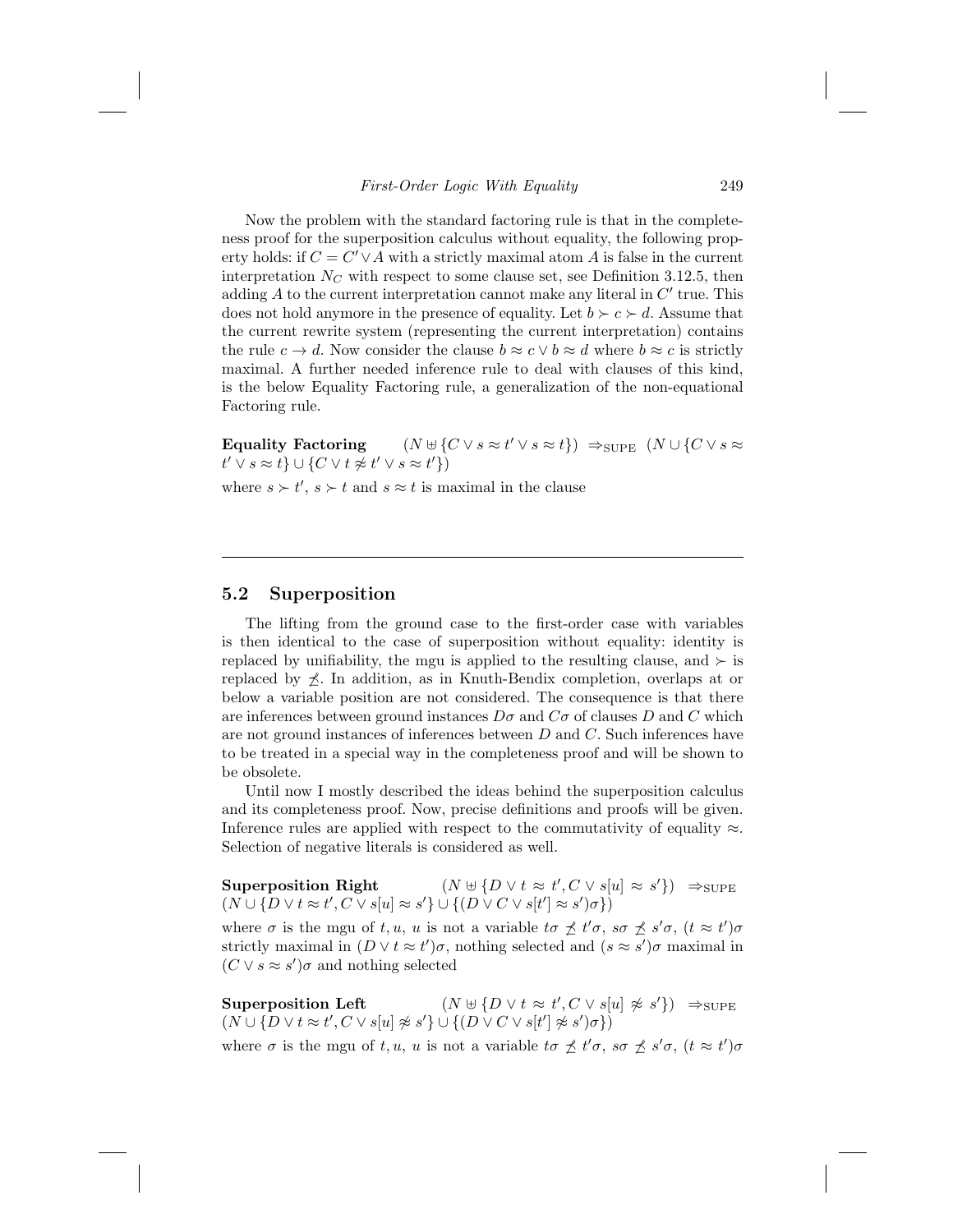Now the problem with the standard factoring rule is that in the completeness proof for the superposition calculus without equality, the following property holds: if $C = C' \vee A$ with a strictly maximal atom $A$ is false in the current interpretation $N_C$ with respect to some clause set, see Definition 3.12.5, then adding $A$ to the current interpretation cannot make any literal in $C'$ true. This does not hold anymore in the presence of equality. Let $b \succ c \succ d$. Assume that the current rewrite system (representing the current interpretation) contains the rule $c \to d$. Now consider the clause $b \approx c \vee b \approx d$ where $b \approx c$ is strictly maximal. A further needed inference rule to deal with clauses of this kind, is the below Equality Factoring rule, a generalization of the non-equational Factoring rule.

**Equality Factoring** $\quad (N \uplus \{C \vee s \approx t' \vee s \approx t\}) \Rightarrow_{\text{SUPE}} (N \cup \{C \vee s \approx t' \vee s \approx t\} \cup \{C \vee t \not\approx t' \vee s \approx t'\})$

where $s \succ t'$, $s \succ t$ and $s \approx t$ is maximal in the clause

---

## 5.2 Superposition

The lifting from the ground case to the first-order case with variables is then identical to the case of superposition without equality: identity is replaced by unifiability, the mgu is applied to the resulting clause, and $\succ$ is replaced by $\not\preceq$. In addition, as in Knuth-Bendix completion, overlaps at or below a variable position are not considered. The consequence is that there are inferences between ground instances $D\sigma$ and $C\sigma$ of clauses $D$ and $C$ which are not ground instances of inferences between $D$ and $C$. Such inferences have to be treated in a special way in the completeness proof and will be shown to be obsolete.

Until now I mostly described the ideas behind the superposition calculus and its completeness proof. Now, precise definitions and proofs will be given. Inference rules are applied with respect to the commutativity of equality $\approx$. Selection of negative literals is considered as well.

**Superposition Right** $\quad (N \uplus \{D \vee t \approx t', C \vee s[u] \approx s'\}) \Rightarrow_{\text{SUPE}} (N \cup \{D \vee t \approx t', C \vee s[u] \approx s'\} \cup \{(D \vee C \vee s[t'] \approx s')\sigma\})$

where $\sigma$ is the mgu of $t, u$, $u$ is not a variable $t\sigma \not\preceq t'\sigma$, $s\sigma \not\preceq s'\sigma$, $(t \approx t')\sigma$ strictly maximal in $(D \vee t \approx t')\sigma$, nothing selected and $(s \approx s')\sigma$ maximal in $(C \vee s \approx s')\sigma$ and nothing selected

**Superposition Left** $\quad (N \uplus \{D \vee t \approx t', C \vee s[u] \not\approx s'\}) \Rightarrow_{\text{SUPE}} (N \cup \{D \vee t \approx t', C \vee s[u] \not\approx s'\} \cup \{(D \vee C \vee s[t'] \not\approx s')\sigma\})$

where $\sigma$ is the mgu of $t, u$, $u$ is not a variable $t\sigma \not\preceq t'\sigma$, $s\sigma \not\preceq s'\sigma$, $(t \approx t')\sigma$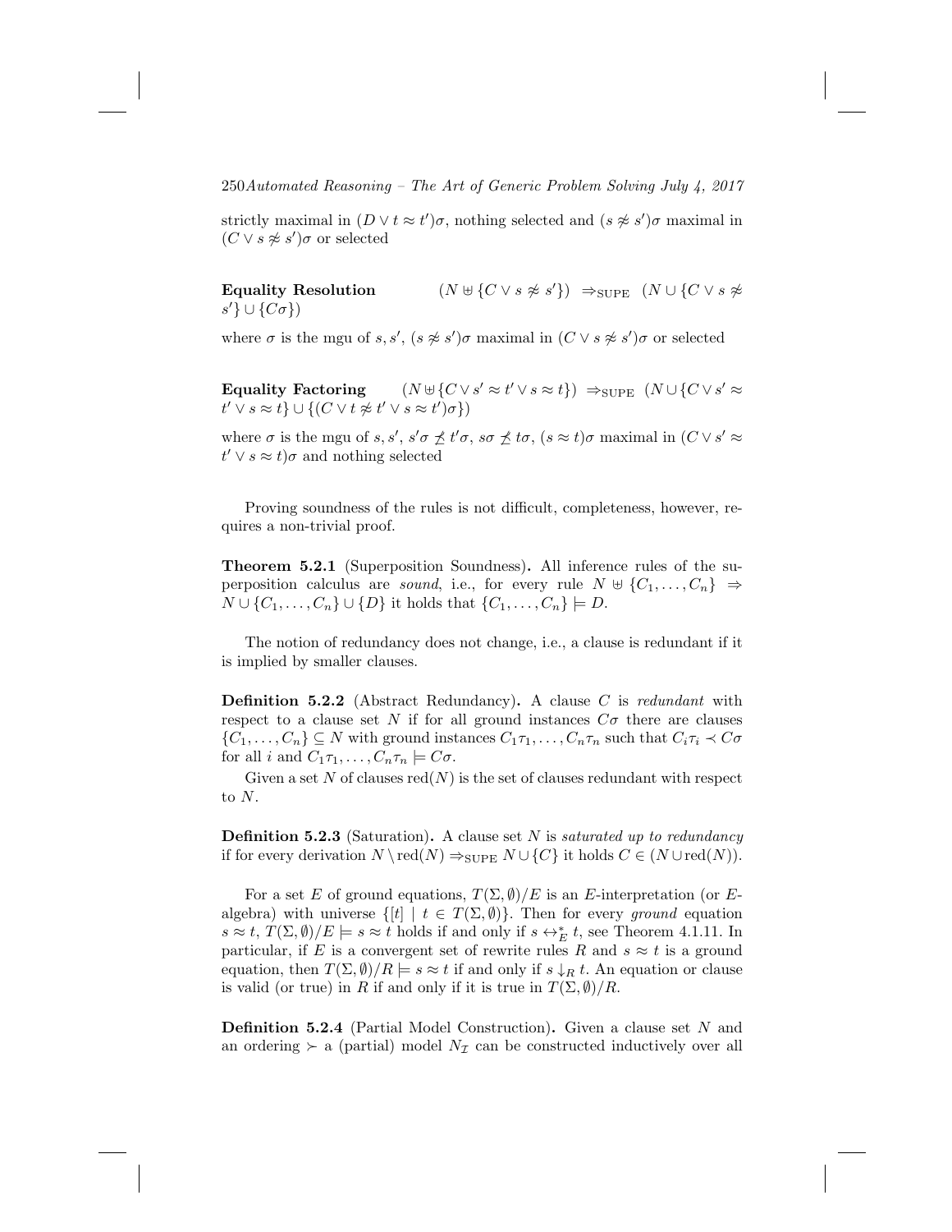strictly maximal in $(D \vee t \approx t')\sigma$, nothing selected and $(s \not\approx s')\sigma$ maximal in $(C \vee s \not\approx s')\sigma$ or selected

**Equality Resolution** $\quad (N \uplus \{C \vee s \not\approx s'\}) \;\Rightarrow_{\text{SUPE}}\; (N \cup \{C \vee s \not\approx s'\} \cup \{C\sigma\})$

where $\sigma$ is the mgu of $s, s'$, $(s \not\approx s')\sigma$ maximal in $(C \vee s \not\approx s')\sigma$ or selected

**Equality Factoring** $\quad (N \uplus \{C \vee s' \approx t' \vee s \approx t\}) \;\Rightarrow_{\text{SUPE}}\; (N \cup \{C \vee s' \approx t' \vee s \approx t\} \cup \{(C \vee t \not\approx t' \vee s \approx t')\sigma\})$

where $\sigma$ is the mgu of $s, s'$, $s'\sigma \not\preceq t'\sigma$, $s\sigma \not\preceq t\sigma$, $(s \approx t)\sigma$ maximal in $(C \vee s' \approx t' \vee s \approx t)\sigma$ and nothing selected

Proving soundness of the rules is not difficult, completeness, however, requires a non-trivial proof.

**Theorem 5.2.1** (Superposition Soundness)**.** All inference rules of the superposition calculus are *sound*, i.e., for every rule $N \uplus \{C_1, \ldots, C_n\} \Rightarrow N \cup \{C_1, \ldots, C_n\} \cup \{D\}$ it holds that $\{C_1, \ldots, C_n\} \models D$.

The notion of redundancy does not change, i.e., a clause is redundant if it is implied by smaller clauses.

**Definition 5.2.2** (Abstract Redundancy)**.** A clause $C$ is *redundant* with respect to a clause set $N$ if for all ground instances $C\sigma$ there are clauses $\{C_1, \ldots, C_n\} \subseteq N$ with ground instances $C_1\tau_1, \ldots, C_n\tau_n$ such that $C_i\tau_i \prec C\sigma$ for all $i$ and $C_1\tau_1, \ldots, C_n\tau_n \models C\sigma$.

Given a set $N$ of clauses $\text{red}(N)$ is the set of clauses redundant with respect to $N$.

**Definition 5.2.3** (Saturation)**.** A clause set $N$ is *saturated up to redundancy* if for every derivation $N \setminus \text{red}(N) \Rightarrow_{\text{SUPE}} N \cup \{C\}$ it holds $C \in (N \cup \text{red}(N))$.

For a set $E$ of ground equations, $T(\Sigma, \emptyset)/E$ is an $E$-interpretation (or $E$-algebra) with universe $\{[t] \mid t \in T(\Sigma, \emptyset)\}$. Then for every *ground* equation $s \approx t$, $T(\Sigma, \emptyset)/E \models s \approx t$ holds if and only if $s \leftrightarrow_E^* t$, see Theorem 4.1.11. In particular, if $E$ is a convergent set of rewrite rules $R$ and $s \approx t$ is a ground equation, then $T(\Sigma, \emptyset)/R \models s \approx t$ if and only if $s \downarrow_R t$. An equation or clause is valid (or true) in $R$ if and only if it is true in $T(\Sigma, \emptyset)/R$.

**Definition 5.2.4** (Partial Model Construction)**.** Given a clause set $N$ and an ordering $\succ$ a (partial) model $N_{\mathcal{I}}$ can be constructed inductively over all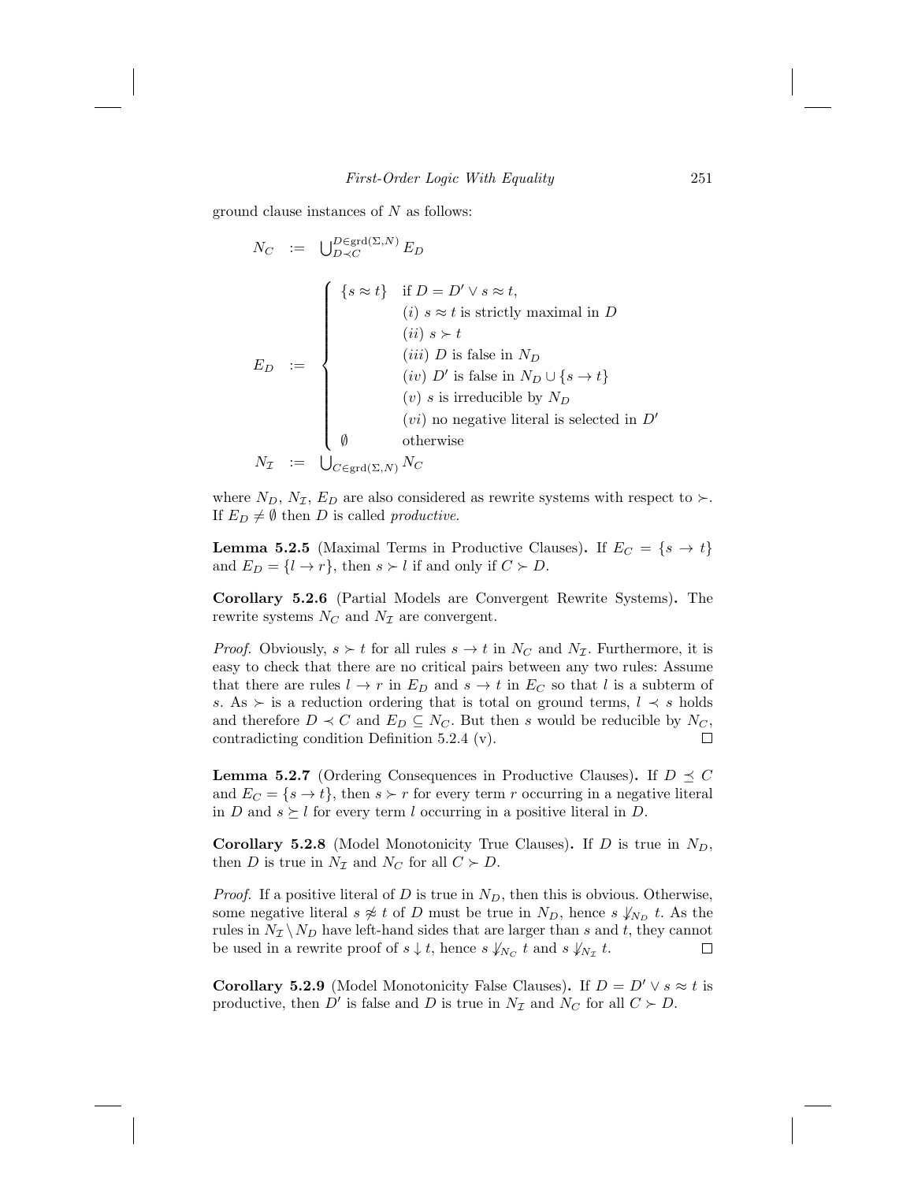ground clause instances of $N$ as follows:

$$
\begin{array}{lll}
N_C & := & \bigcup_{D \prec C}^{D \in \operatorname{grd}(\Sigma,N)} E_D \\[1em]
E_D & := & \left\{ \begin{array}{ll}
\{s \approx t\} & \text{if } D = D' \vee s \approx t, \\
 & (i)\ s \approx t \text{ is strictly maximal in } D \\
 & (ii)\ s \succ t \\
 & (iii)\ D \text{ is false in } N_D \\
 & (iv)\ D' \text{ is false in } N_D \cup \{s \rightarrow t\} \\
 & (v)\ s \text{ is irreducible by } N_D \\
 & (vi) \text{ no negative literal is selected in } D' \\
\emptyset & \text{otherwise}
\end{array} \right. \\
N_{\mathcal{I}} & := & \bigcup_{C \in \operatorname{grd}(\Sigma,N)} N_C
\end{array}
$$

where $N_D$, $N_{\mathcal{I}}$, $E_D$ are also considered as rewrite systems with respect to $\succ$. If $E_D \neq \emptyset$ then $D$ is called *productive*.

**Lemma 5.2.5** (Maximal Terms in Productive Clauses)**.** If $E_C = \{s \rightarrow t\}$ and $E_D = \{l \rightarrow r\}$, then $s \succ l$ if and only if $C \succ D$.

**Corollary 5.2.6** (Partial Models are Convergent Rewrite Systems)**.** The rewrite systems $N_C$ and $N_{\mathcal{I}}$ are convergent.

*Proof.* Obviously, $s \succ t$ for all rules $s \rightarrow t$ in $N_C$ and $N_{\mathcal{I}}$. Furthermore, it is easy to check that there are no critical pairs between any two rules: Assume that there are rules $l \rightarrow r$ in $E_D$ and $s \rightarrow t$ in $E_C$ so that $l$ is a subterm of $s$. As $\succ$ is a reduction ordering that is total on ground terms, $l \prec s$ holds and therefore $D \prec C$ and $E_D \subseteq N_C$. But then $s$ would be reducible by $N_C$, contradicting condition Definition 5.2.4 (v). $\square$

**Lemma 5.2.7** (Ordering Consequences in Productive Clauses)**.** If $D \preceq C$ and $E_C = \{s \rightarrow t\}$, then $s \succ r$ for every term $r$ occurring in a negative literal in $D$ and $s \succeq l$ for every term $l$ occurring in a positive literal in $D$.

**Corollary 5.2.8** (Model Monotonicity True Clauses)**.** If $D$ is true in $N_D$, then $D$ is true in $N_{\mathcal{I}}$ and $N_C$ for all $C \succ D$.

*Proof.* If a positive literal of $D$ is true in $N_D$, then this is obvious. Otherwise, some negative literal $s \not\approx t$ of $D$ must be true in $N_D$, hence $s \not\downarrow_{N_D} t$. As the rules in $N_{\mathcal{I}} \setminus N_D$ have left-hand sides that are larger than $s$ and $t$, they cannot be used in a rewrite proof of $s \downarrow t$, hence $s \not\downarrow_{N_C} t$ and $s \not\downarrow_{N_{\mathcal{I}}} t$. $\square$

**Corollary 5.2.9** (Model Monotonicity False Clauses)**.** If $D = D' \vee s \approx t$ is productive, then $D'$ is false and $D$ is true in $N_{\mathcal{I}}$ and $N_C$ for all $C \succ D$.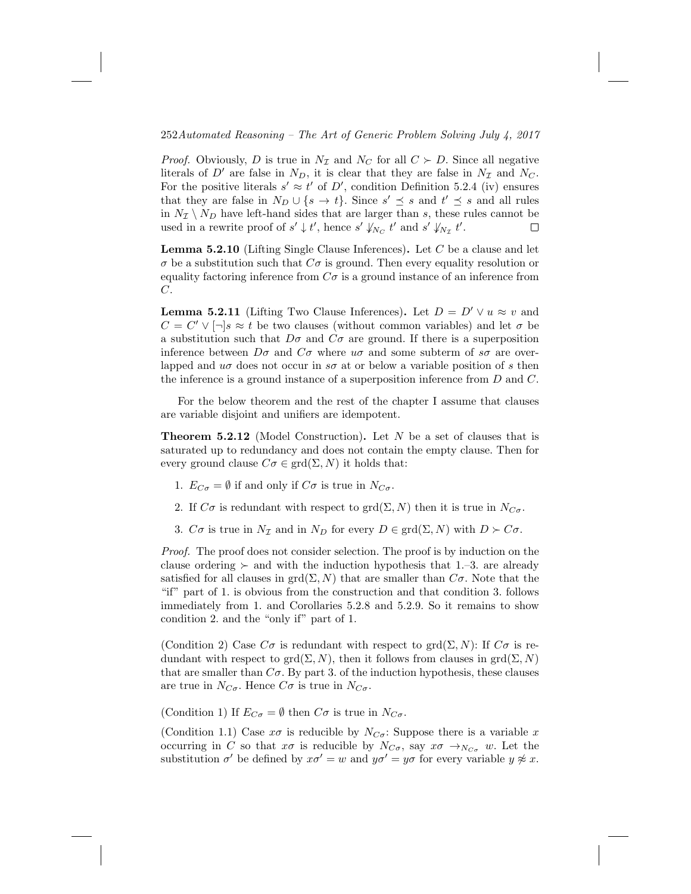*Proof.* Obviously, $D$ is true in $N_\mathcal{I}$ and $N_C$ for all $C \succ D$. Since all negative literals of $D'$ are false in $N_D$, it is clear that they are false in $N_\mathcal{I}$ and $N_C$. For the positive literals $s' \approx t'$ of $D'$, condition Definition 5.2.4 (iv) ensures that they are false in $N_D \cup \{s \to t\}$. Since $s' \preceq s$ and $t' \preceq s$ and all rules in $N_\mathcal{I} \setminus N_D$ have left-hand sides that are larger than $s$, these rules cannot be used in a rewrite proof of $s' \downarrow t'$, hence $s' \not\downarrow_{N_C} t'$ and $s' \not\downarrow_{N_\mathcal{I}} t'$. $\square$

**Lemma 5.2.10** (Lifting Single Clause Inferences)**.** Let $C$ be a clause and let $\sigma$ be a substitution such that $C\sigma$ is ground. Then every equality resolution or equality factoring inference from $C\sigma$ is a ground instance of an inference from $C$.

**Lemma 5.2.11** (Lifting Two Clause Inferences)**.** Let $D = D' \vee u \approx v$ and $C = C' \vee [\neg]s \approx t$ be two clauses (without common variables) and let $\sigma$ be a substitution such that $D\sigma$ and $C\sigma$ are ground. If there is a superposition inference between $D\sigma$ and $C\sigma$ where $u\sigma$ and some subterm of $s\sigma$ are overlapped and $u\sigma$ does not occur in $s\sigma$ at or below a variable position of $s$ then the inference is a ground instance of a superposition inference from $D$ and $C$.

For the below theorem and the rest of the chapter I assume that clauses are variable disjoint and unifiers are idempotent.

**Theorem 5.2.12** (Model Construction)**.** Let $N$ be a set of clauses that is saturated up to redundancy and does not contain the empty clause. Then for every ground clause $C\sigma \in \operatorname{grd}(\Sigma, N)$ it holds that:

1. $E_{C\sigma} = \emptyset$ if and only if $C\sigma$ is true in $N_{C\sigma}$.
2. If $C\sigma$ is redundant with respect to $\operatorname{grd}(\Sigma, N)$ then it is true in $N_{C\sigma}$.
3. $C\sigma$ is true in $N_\mathcal{I}$ and in $N_D$ for every $D \in \operatorname{grd}(\Sigma, N)$ with $D \succ C\sigma$.

*Proof.* The proof does not consider selection. The proof is by induction on the clause ordering $\succ$ and with the induction hypothesis that 1.–3. are already satisfied for all clauses in $\operatorname{grd}(\Sigma, N)$ that are smaller than $C\sigma$. Note that the "if" part of 1. is obvious from the construction and that condition 3. follows immediately from 1. and Corollaries 5.2.8 and 5.2.9. So it remains to show condition 2. and the "only if" part of 1.

(Condition 2) Case $C\sigma$ is redundant with respect to $\operatorname{grd}(\Sigma, N)$: If $C\sigma$ is redundant with respect to $\operatorname{grd}(\Sigma, N)$, then it follows from clauses in $\operatorname{grd}(\Sigma, N)$ that are smaller than $C\sigma$. By part 3. of the induction hypothesis, these clauses are true in $N_{C\sigma}$. Hence $C\sigma$ is true in $N_{C\sigma}$.

(Condition 1) If $E_{C\sigma} = \emptyset$ then $C\sigma$ is true in $N_{C\sigma}$.

(Condition 1.1) Case $x\sigma$ is reducible by $N_{C\sigma}$: Suppose there is a variable $x$ occurring in $C$ so that $x\sigma$ is reducible by $N_{C\sigma}$, say $x\sigma \to_{N_{C\sigma}} w$. Let the substitution $\sigma'$ be defined by $x\sigma' = w$ and $y\sigma' = y\sigma$ for every variable $y \not\approx x$.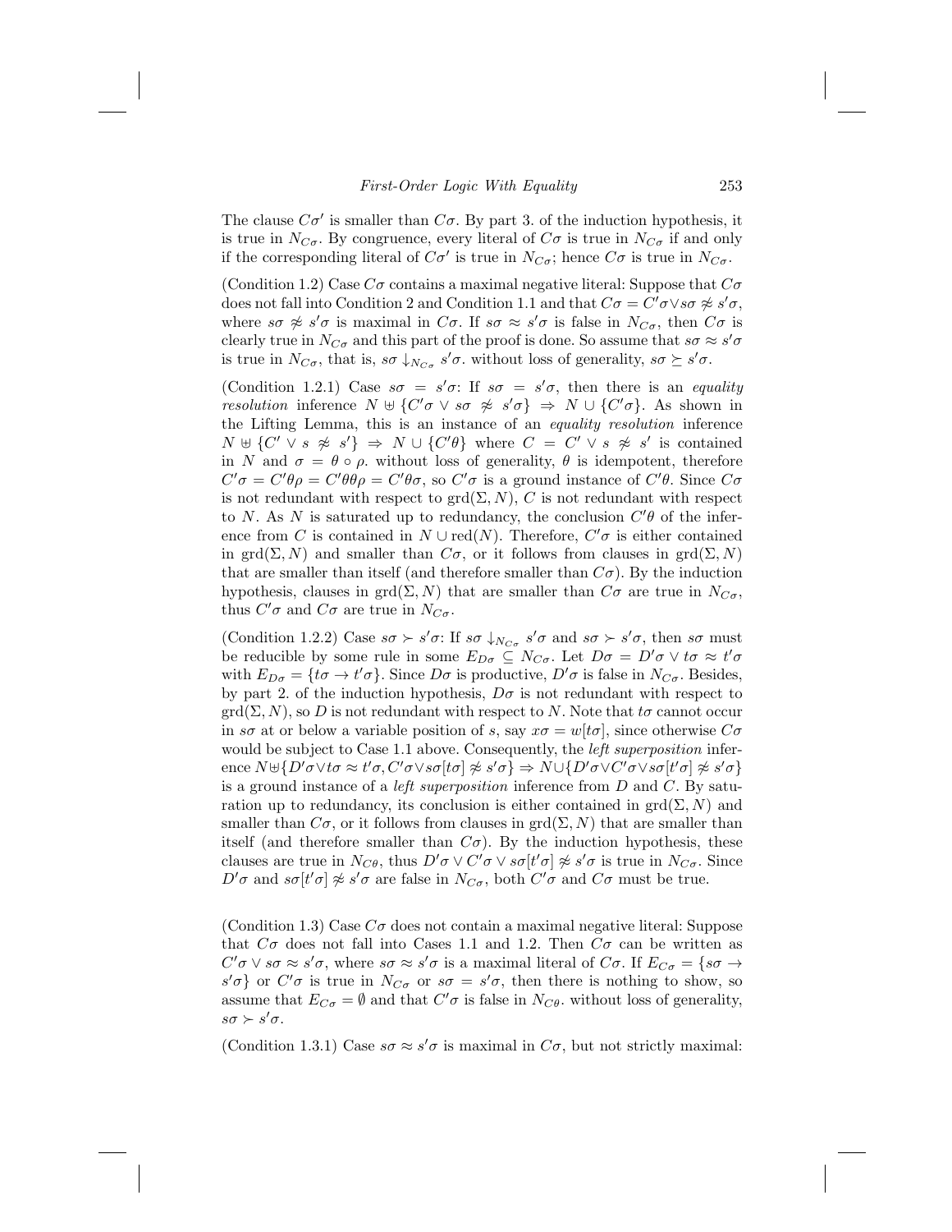The clause $C\sigma'$ is smaller than $C\sigma$. By part 3. of the induction hypothesis, it is true in $N_{C\sigma}$. By congruence, every literal of $C\sigma$ is true in $N_{C\sigma}$ if and only if the corresponding literal of $C\sigma'$ is true in $N_{C\sigma}$; hence $C\sigma$ is true in $N_{C\sigma}$.

(Condition 1.2) Case $C\sigma$ contains a maximal negative literal: Suppose that $C\sigma$ does not fall into Condition 2 and Condition 1.1 and that $C\sigma = C'\sigma \vee s\sigma \not\approx s'\sigma$, where $s\sigma \not\approx s'\sigma$ is maximal in $C\sigma$. If $s\sigma \approx s'\sigma$ is false in $N_{C\sigma}$, then $C\sigma$ is clearly true in $N_{C\sigma}$ and this part of the proof is done. So assume that $s\sigma \approx s'\sigma$ is true in $N_{C\sigma}$, that is, $s\sigma \downarrow_{N_{C\sigma}} s'\sigma$. without loss of generality, $s\sigma \succeq s'\sigma$.

(Condition 1.2.1) Case $s\sigma = s'\sigma$: If $s\sigma = s'\sigma$, then there is an *equality resolution* inference $N \uplus \{C'\sigma \vee s\sigma \not\approx s'\sigma\} \Rightarrow N \cup \{C'\sigma\}$. As shown in the Lifting Lemma, this is an instance of an *equality resolution* inference $N \uplus \{C' \vee s \not\approx s'\} \Rightarrow N \cup \{C'\theta\}$ where $C = C' \vee s \not\approx s'$ is contained in $N$ and $\sigma = \theta \circ \rho$. without loss of generality, $\theta$ is idempotent, therefore $C'\sigma = C'\theta\rho = C'\theta\theta\rho = C'\theta\sigma$, so $C'\sigma$ is a ground instance of $C'\theta$. Since $C\sigma$ is not redundant with respect to $\operatorname{grd}(\Sigma, N)$, $C$ is not redundant with respect to $N$. As $N$ is saturated up to redundancy, the conclusion $C'\theta$ of the inference from $C$ is contained in $N \cup \operatorname{red}(N)$. Therefore, $C'\sigma$ is either contained in $\operatorname{grd}(\Sigma, N)$ and smaller than $C\sigma$, or it follows from clauses in $\operatorname{grd}(\Sigma, N)$ that are smaller than itself (and therefore smaller than $C\sigma$). By the induction hypothesis, clauses in $\operatorname{grd}(\Sigma, N)$ that are smaller than $C\sigma$ are true in $N_{C\sigma}$, thus $C'\sigma$ and $C\sigma$ are true in $N_{C\sigma}$.

(Condition 1.2.2) Case $s\sigma \succ s'\sigma$: If $s\sigma \downarrow_{N_{C\sigma}} s'\sigma$ and $s\sigma \succ s'\sigma$, then $s\sigma$ must be reducible by some rule in some $E_{D\sigma} \subseteq N_{C\sigma}$. Let $D\sigma = D'\sigma \vee t\sigma \approx t'\sigma$ with $E_{D\sigma} = \{t\sigma \to t'\sigma\}$. Since $D\sigma$ is productive, $D'\sigma$ is false in $N_{C\sigma}$. Besides, by part 2. of the induction hypothesis, $D\sigma$ is not redundant with respect to $\operatorname{grd}(\Sigma, N)$, so $D$ is not redundant with respect to $N$. Note that $t\sigma$ cannot occur in $s\sigma$ at or below a variable position of $s$, say $x\sigma = w[t\sigma]$, since otherwise $C\sigma$ would be subject to Case 1.1 above. Consequently, the *left superposition* inference $N \uplus \{D'\sigma \vee t\sigma \approx t'\sigma, C'\sigma \vee s\sigma[t\sigma] \not\approx s'\sigma\} \Rightarrow N \cup \{D'\sigma \vee C'\sigma \vee s\sigma[t'\sigma] \not\approx s'\sigma\}$ is a ground instance of a *left superposition* inference from $D$ and $C$. By saturation up to redundancy, its conclusion is either contained in $\operatorname{grd}(\Sigma, N)$ and smaller than $C\sigma$, or it follows from clauses in $\operatorname{grd}(\Sigma, N)$ that are smaller than itself (and therefore smaller than $C\sigma$). By the induction hypothesis, these clauses are true in $N_{C\theta}$, thus $D'\sigma \vee C'\sigma \vee s\sigma[t'\sigma] \not\approx s'\sigma$ is true in $N_{C\sigma}$. Since $D'\sigma$ and $s\sigma[t'\sigma] \not\approx s'\sigma$ are false in $N_{C\sigma}$, both $C'\sigma$ and $C\sigma$ must be true.

(Condition 1.3) Case $C\sigma$ does not contain a maximal negative literal: Suppose that $C\sigma$ does not fall into Cases 1.1 and 1.2. Then $C\sigma$ can be written as $C'\sigma \vee s\sigma \approx s'\sigma$, where $s\sigma \approx s'\sigma$ is a maximal literal of $C\sigma$. If $E_{C\sigma} = \{s\sigma \to s'\sigma\}$ or $C'\sigma$ is true in $N_{C\sigma}$ or $s\sigma = s'\sigma$, then there is nothing to show, so assume that $E_{C\sigma} = \emptyset$ and that $C'\sigma$ is false in $N_{C\theta}$. without loss of generality, $s\sigma \succ s'\sigma$.

(Condition 1.3.1) Case $s\sigma \approx s'\sigma$ is maximal in $C\sigma$, but not strictly maximal: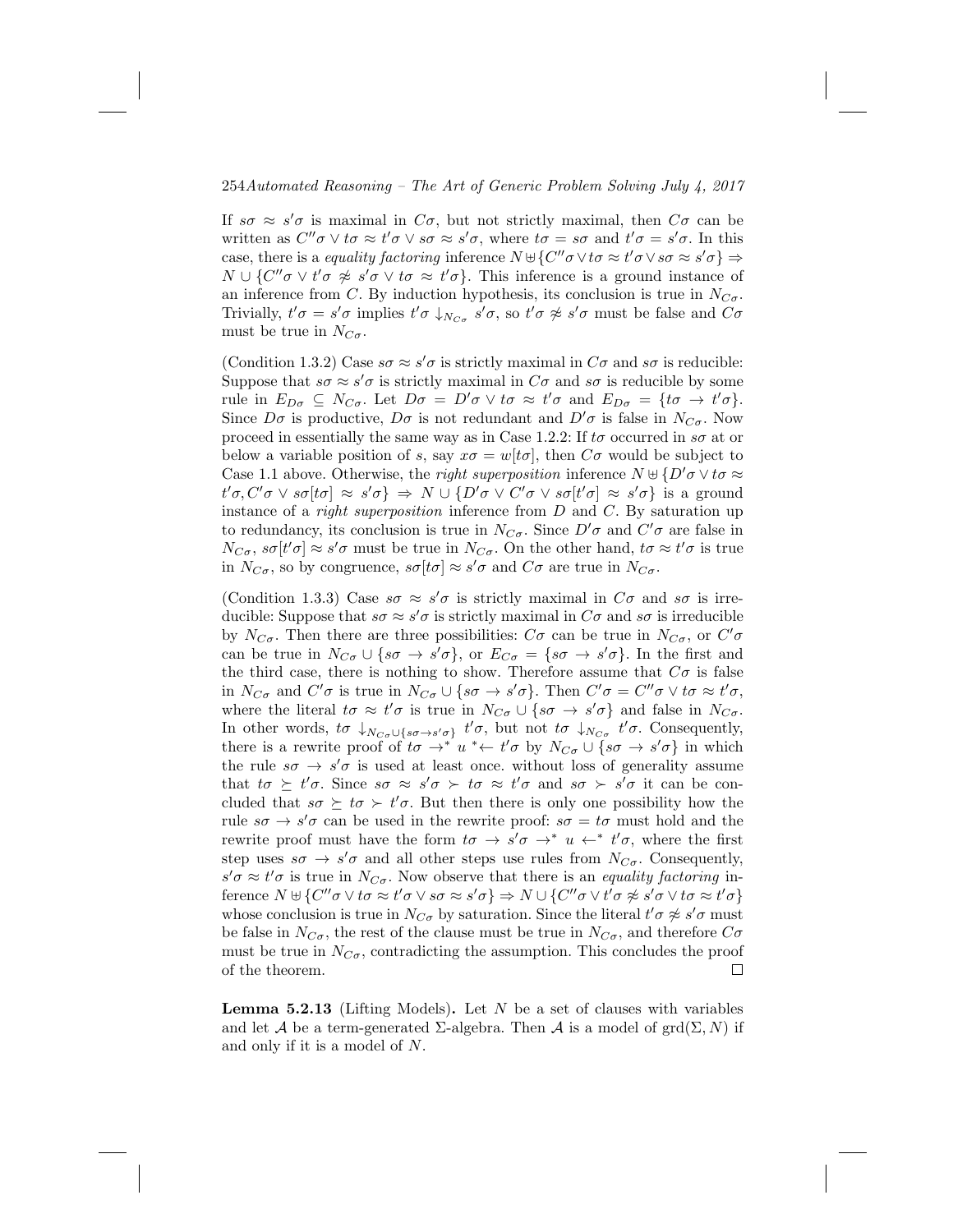If $s\sigma \approx s'\sigma$ is maximal in $C\sigma$, but not strictly maximal, then $C\sigma$ can be written as $C''\sigma \vee t\sigma \approx t'\sigma \vee s\sigma \approx s'\sigma$, where $t\sigma = s\sigma$ and $t'\sigma = s'\sigma$. In this case, there is a *equality factoring* inference $N \uplus \{C''\sigma \vee t\sigma \approx t'\sigma \vee s\sigma \approx s'\sigma\} \Rightarrow N \cup \{C''\sigma \vee t'\sigma \not\approx s'\sigma \vee t\sigma \approx t'\sigma\}$. This inference is a ground instance of an inference from $C$. By induction hypothesis, its conclusion is true in $N_{C\sigma}$. Trivially, $t'\sigma = s'\sigma$ implies $t'\sigma \downarrow_{N_{C\sigma}} s'\sigma$, so $t'\sigma \not\approx s'\sigma$ must be false and $C\sigma$ must be true in $N_{C\sigma}$.

(Condition 1.3.2) Case $s\sigma \approx s'\sigma$ is strictly maximal in $C\sigma$ and $s\sigma$ is reducible: Suppose that $s\sigma \approx s'\sigma$ is strictly maximal in $C\sigma$ and $s\sigma$ is reducible by some rule in $E_{D\sigma} \subseteq N_{C\sigma}$. Let $D\sigma = D'\sigma \vee t\sigma \approx t'\sigma$ and $E_{D\sigma} = \{t\sigma \rightarrow t'\sigma\}$. Since $D\sigma$ is productive, $D\sigma$ is not redundant and $D'\sigma$ is false in $N_{C\sigma}$. Now proceed in essentially the same way as in Case 1.2.2: If $t\sigma$ occurred in $s\sigma$ at or below a variable position of $s$, say $x\sigma = w[t\sigma]$, then $C\sigma$ would be subject to Case 1.1 above. Otherwise, the *right superposition* inference $N \uplus \{D'\sigma \vee t\sigma \approx t'\sigma, C'\sigma \vee s\sigma[t\sigma] \approx s'\sigma\} \Rightarrow N \cup \{D'\sigma \vee C'\sigma \vee s\sigma[t'\sigma] \approx s'\sigma\}$ is a ground instance of a *right superposition* inference from $D$ and $C$. By saturation up to redundancy, its conclusion is true in $N_{C\sigma}$. Since $D'\sigma$ and $C'\sigma$ are false in $N_{C\sigma}$, $s\sigma[t'\sigma] \approx s'\sigma$ must be true in $N_{C\sigma}$. On the other hand, $t\sigma \approx t'\sigma$ is true in $N_{C\sigma}$, so by congruence, $s\sigma[t\sigma] \approx s'\sigma$ and $C\sigma$ are true in $N_{C\sigma}$.

(Condition 1.3.3) Case $s\sigma \approx s'\sigma$ is strictly maximal in $C\sigma$ and $s\sigma$ is irreducible: Suppose that $s\sigma \approx s'\sigma$ is strictly maximal in $C\sigma$ and $s\sigma$ is irreducible by $N_{C\sigma}$. Then there are three possibilities: $C\sigma$ can be true in $N_{C\sigma}$, or $C'\sigma$ can be true in $N_{C\sigma} \cup \{s\sigma \rightarrow s'\sigma\}$, or $E_{C\sigma} = \{s\sigma \rightarrow s'\sigma\}$. In the first and the third case, there is nothing to show. Therefore assume that $C\sigma$ is false in $N_{C\sigma}$ and $C'\sigma$ is true in $N_{C\sigma} \cup \{s\sigma \rightarrow s'\sigma\}$. Then $C'\sigma = C''\sigma \vee t\sigma \approx t'\sigma$, where the literal $t\sigma \approx t'\sigma$ is true in $N_{C\sigma} \cup \{s\sigma \rightarrow s'\sigma\}$ and false in $N_{C\sigma}$. In other words, $t\sigma \downarrow_{N_{C\sigma} \cup \{s\sigma \rightarrow s'\sigma\}} t'\sigma$, but not $t\sigma \downarrow_{N_{C\sigma}} t'\sigma$. Consequently, there is a rewrite proof of $t\sigma \rightarrow^* u \;{}^*\!\!\leftarrow t'\sigma$ by $N_{C\sigma} \cup \{s\sigma \rightarrow s'\sigma\}$ in which the rule $s\sigma \rightarrow s'\sigma$ is used at least once. without loss of generality assume that $t\sigma \succeq t'\sigma$. Since $s\sigma \approx s'\sigma \succ t\sigma \approx t'\sigma$ and $s\sigma \succ s'\sigma$ it can be concluded that $s\sigma \succeq t\sigma \succ t'\sigma$. But then there is only one possibility how the rule $s\sigma \rightarrow s'\sigma$ can be used in the rewrite proof: $s\sigma = t\sigma$ must hold and the rewrite proof must have the form $t\sigma \rightarrow s'\sigma \rightarrow^* u \leftarrow^* t'\sigma$, where the first step uses $s\sigma \rightarrow s'\sigma$ and all other steps use rules from $N_{C\sigma}$. Consequently, $s'\sigma \approx t'\sigma$ is true in $N_{C\sigma}$. Now observe that there is an *equality factoring* inference $N \uplus \{C''\sigma \vee t\sigma \approx t'\sigma \vee s\sigma \approx s'\sigma\} \Rightarrow N \cup \{C''\sigma \vee t'\sigma \not\approx s'\sigma \vee t\sigma \approx t'\sigma\}$ whose conclusion is true in $N_{C\sigma}$ by saturation. Since the literal $t'\sigma \not\approx s'\sigma$ must be false in $N_{C\sigma}$, the rest of the clause must be true in $N_{C\sigma}$, and therefore $C\sigma$ must be true in $N_{C\sigma}$, contradicting the assumption. This concludes the proof of the theorem. ☐

**Lemma 5.2.13** (Lifting Models)**.** Let $N$ be a set of clauses with variables and let $\mathcal{A}$ be a term-generated $\Sigma$-algebra. Then $\mathcal{A}$ is a model of $\operatorname{grd}(\Sigma, N)$ if and only if it is a model of $N$.